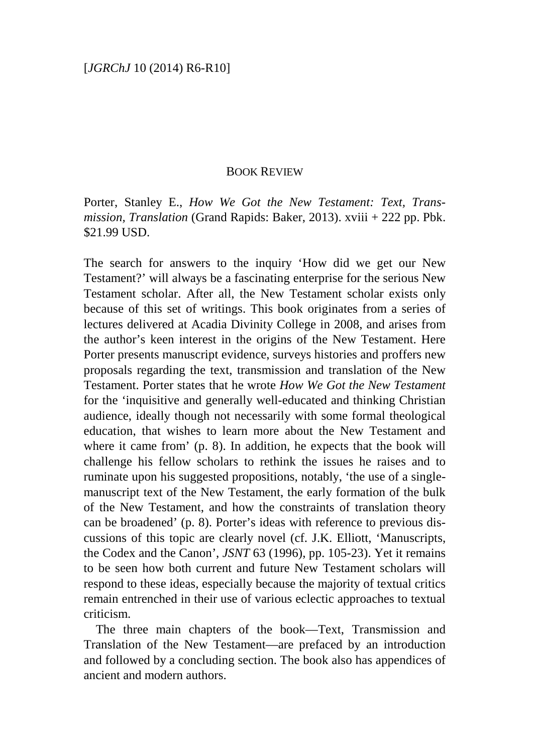## BOOK REVIEW

Porter, Stanley E., *How We Got the New Testament: Text, Transmission, Translation* (Grand Rapids: Baker, 2013). xviii + 222 pp. Pbk. $21.99 USD.

The search for answers to the inquiry 'How did we get our New Testament?' will always be a fascinating enterprise for the serious New Testament scholar. After all, the New Testament scholar exists only because of this set of writings. This book originates from a series of lectures delivered at Acadia Divinity College in 2008, and arises from the author's keen interest in the origins of the New Testament. Here Porter presents manuscript evidence, surveys histories and proffers new proposals regarding the text, transmission and translation of the New Testament. Porter states that he wrote *How We Got the New Testament* for the 'inquisitive and generally well-educated and thinking Christian audience, ideally though not necessarily with some formal theological education, that wishes to learn more about the New Testament and where it came from' (p. 8). In addition, he expects that the book will challenge his fellow scholars to rethink the issues he raises and to ruminate upon his suggested propositions, notably, 'the use of a single-manuscript text of the New Testament, the early formation of the bulk of the New Testament, and how the constraints of translation theory can be broadened' (p. 8). Porter's ideas with reference to previous discussions of this topic are clearly novel (cf. J.K. Elliott, 'Manuscripts, the Codex and the Canon', *JSNT* 63 (1996), pp. 105-23). Yet it remains to be seen how both current and future New Testament scholars will respond to these ideas, especially because the majority of textual critics remain entrenched in their use of various eclectic approaches to textual criticism.

The three main chapters of the book—Text, Transmission and Translation of the New Testament—are prefaced by an introduction and followed by a concluding section. The book also has appendices of ancient and modern authors.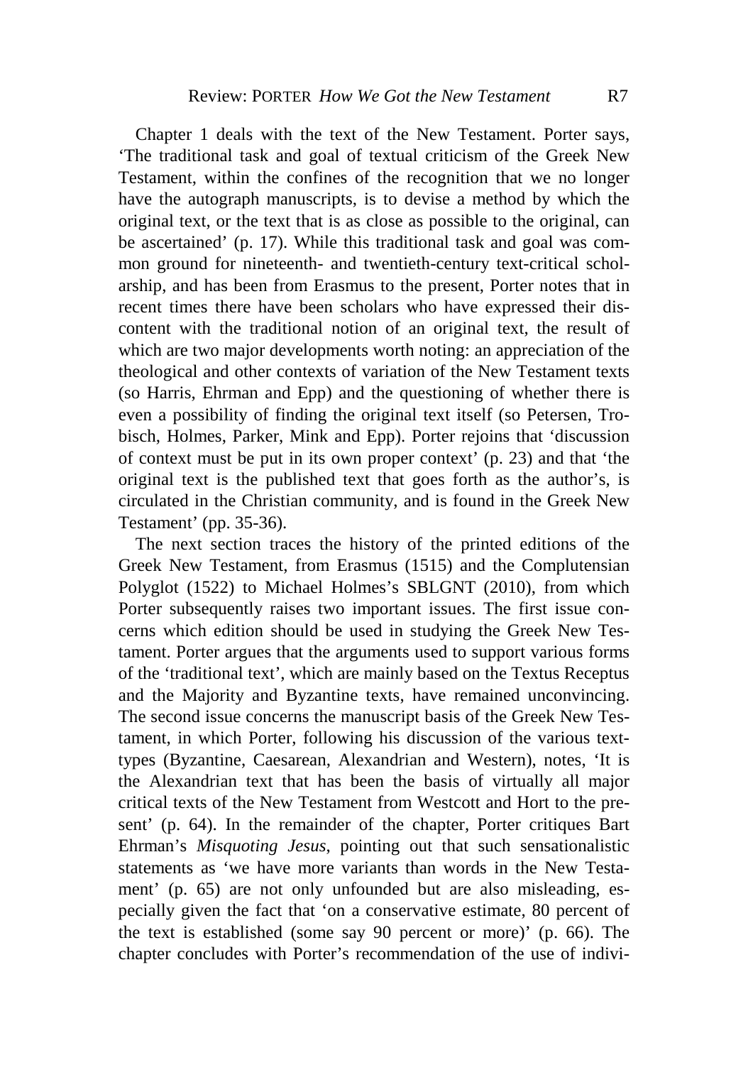Chapter 1 deals with the text of the New Testament. Porter says, 'The traditional task and goal of textual criticism of the Greek New Testament, within the confines of the recognition that we no longer have the autograph manuscripts, is to devise a method by which the original text, or the text that is as close as possible to the original, can be ascertained' (p. 17). While this traditional task and goal was common ground for nineteenth- and twentieth-century text-critical scholarship, and has been from Erasmus to the present, Porter notes that in recent times there have been scholars who have expressed their discontent with the traditional notion of an original text, the result of which are two major developments worth noting: an appreciation of the theological and other contexts of variation of the New Testament texts (so Harris, Ehrman and Epp) and the questioning of whether there is even a possibility of finding the original text itself (so Petersen, Trobisch, Holmes, Parker, Mink and Epp). Porter rejoins that 'discussion of context must be put in its own proper context' (p. 23) and that 'the original text is the published text that goes forth as the author's, is circulated in the Christian community, and is found in the Greek New Testament' (pp. 35-36).

The next section traces the history of the printed editions of the Greek New Testament, from Erasmus (1515) and the Complutensian Polyglot (1522) to Michael Holmes's SBLGNT (2010), from which Porter subsequently raises two important issues. The first issue concerns which edition should be used in studying the Greek New Testament. Porter argues that the arguments used to support various forms of the 'traditional text', which are mainly based on the Textus Receptus and the Majority and Byzantine texts, have remained unconvincing. The second issue concerns the manuscript basis of the Greek New Testament, in which Porter, following his discussion of the various text-types (Byzantine, Caesarean, Alexandrian and Western), notes, 'It is the Alexandrian text that has been the basis of virtually all major critical texts of the New Testament from Westcott and Hort to the present' (p. 64). In the remainder of the chapter, Porter critiques Bart Ehrman's *Misquoting Jesus*, pointing out that such sensationalistic statements as 'we have more variants than words in the New Testament' (p. 65) are not only unfounded but are also misleading, especially given the fact that 'on a conservative estimate, 80 percent of the text is established (some say 90 percent or more)' (p. 66). The chapter concludes with Porter's recommendation of the use of indivi-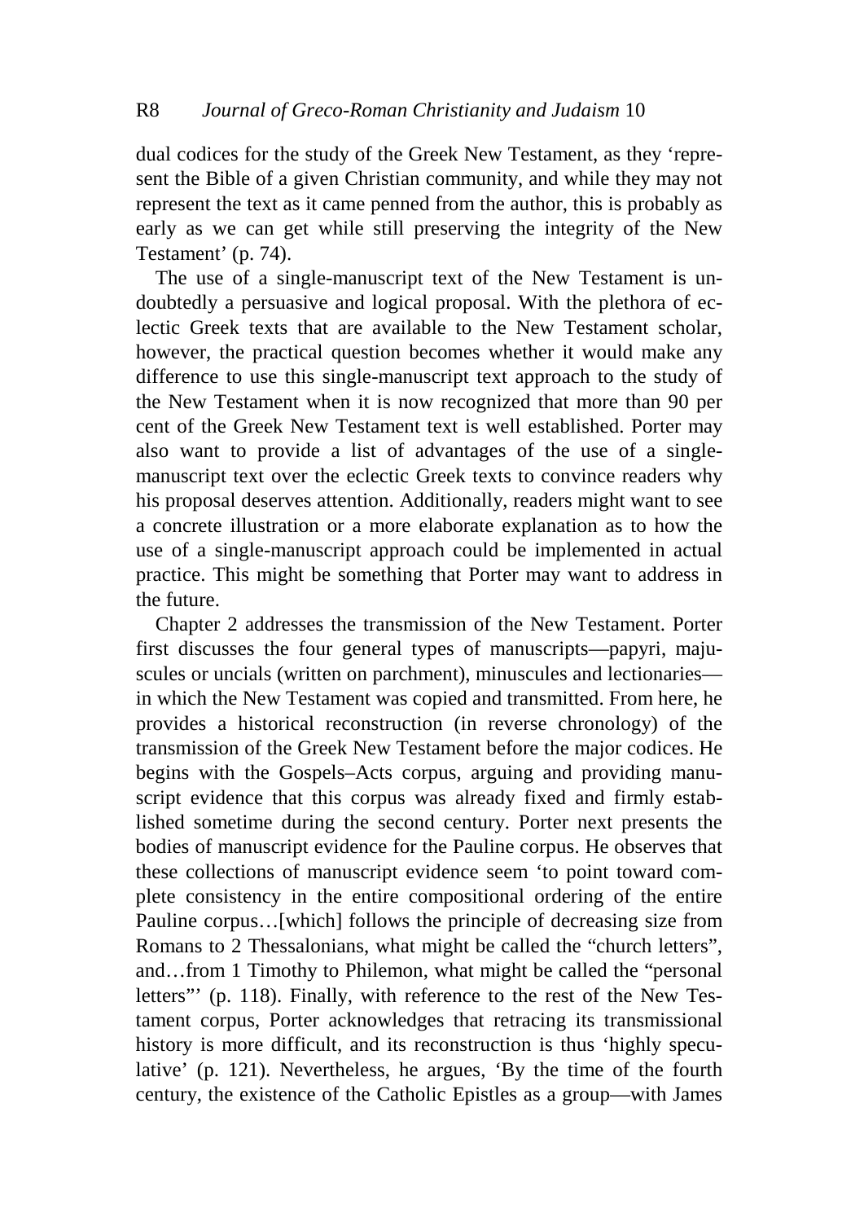dual codices for the study of the Greek New Testament, as they 'represent the Bible of a given Christian community, and while they may not represent the text as it came penned from the author, this is probably as early as we can get while still preserving the integrity of the New Testament' (p. 74).

The use of a single-manuscript text of the New Testament is undoubtedly a persuasive and logical proposal. With the plethora of eclectic Greek texts that are available to the New Testament scholar, however, the practical question becomes whether it would make any difference to use this single-manuscript text approach to the study of the New Testament when it is now recognized that more than 90 per cent of the Greek New Testament text is well established. Porter may also want to provide a list of advantages of the use of a single-manuscript text over the eclectic Greek texts to convince readers why his proposal deserves attention. Additionally, readers might want to see a concrete illustration or a more elaborate explanation as to how the use of a single-manuscript approach could be implemented in actual practice. This might be something that Porter may want to address in the future.

Chapter 2 addresses the transmission of the New Testament. Porter first discusses the four general types of manuscripts—papyri, majuscules or uncials (written on parchment), minuscules and lectionaries—in which the New Testament was copied and transmitted. From here, he provides a historical reconstruction (in reverse chronology) of the transmission of the Greek New Testament before the major codices. He begins with the Gospels–Acts corpus, arguing and providing manuscript evidence that this corpus was already fixed and firmly established sometime during the second century. Porter next presents the bodies of manuscript evidence for the Pauline corpus. He observes that these collections of manuscript evidence seem 'to point toward complete consistency in the entire compositional ordering of the entire Pauline corpus…[which] follows the principle of decreasing size from Romans to 2 Thessalonians, what might be called the "church letters", and…from 1 Timothy to Philemon, what might be called the "personal letters"' (p. 118). Finally, with reference to the rest of the New Testament corpus, Porter acknowledges that retracing its transmissional history is more difficult, and its reconstruction is thus 'highly speculative' (p. 121). Nevertheless, he argues, 'By the time of the fourth century, the existence of the Catholic Epistles as a group—with James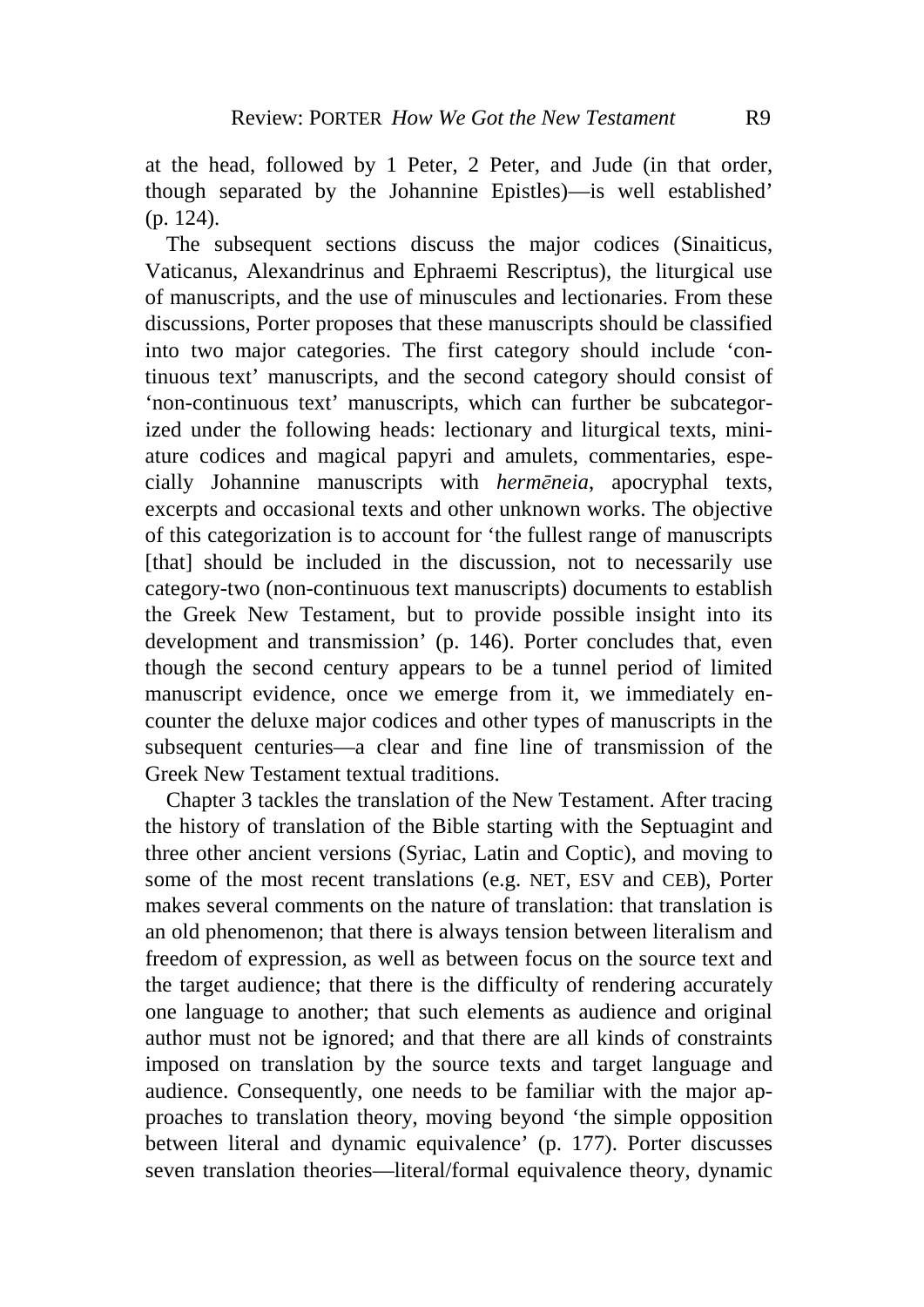at the head, followed by 1 Peter, 2 Peter, and Jude (in that order, though separated by the Johannine Epistles)—is well established' (p. 124).

The subsequent sections discuss the major codices (Sinaiticus, Vaticanus, Alexandrinus and Ephraemi Rescriptus), the liturgical use of manuscripts, and the use of minuscules and lectionaries. From these discussions, Porter proposes that these manuscripts should be classified into two major categories. The first category should include 'continuous text' manuscripts, and the second category should consist of 'non-continuous text' manuscripts, which can further be subcategorized under the following heads: lectionary and liturgical texts, miniature codices and magical papyri and amulets, commentaries, especially Johannine manuscripts with *hermēneia*, apocryphal texts, excerpts and occasional texts and other unknown works. The objective of this categorization is to account for 'the fullest range of manuscripts [that] should be included in the discussion, not to necessarily use category-two (non-continuous text manuscripts) documents to establish the Greek New Testament, but to provide possible insight into its development and transmission' (p. 146). Porter concludes that, even though the second century appears to be a tunnel period of limited manuscript evidence, once we emerge from it, we immediately encounter the deluxe major codices and other types of manuscripts in the subsequent centuries—a clear and fine line of transmission of the Greek New Testament textual traditions.

Chapter 3 tackles the translation of the New Testament. After tracing the history of translation of the Bible starting with the Septuagint and three other ancient versions (Syriac, Latin and Coptic), and moving to some of the most recent translations (e.g. NET, ESV and CEB), Porter makes several comments on the nature of translation: that translation is an old phenomenon; that there is always tension between literalism and freedom of expression, as well as between focus on the source text and the target audience; that there is the difficulty of rendering accurately one language to another; that such elements as audience and original author must not be ignored; and that there are all kinds of constraints imposed on translation by the source texts and target language and audience. Consequently, one needs to be familiar with the major approaches to translation theory, moving beyond 'the simple opposition between literal and dynamic equivalence' (p. 177). Porter discusses seven translation theories—literal/formal equivalence theory, dynamic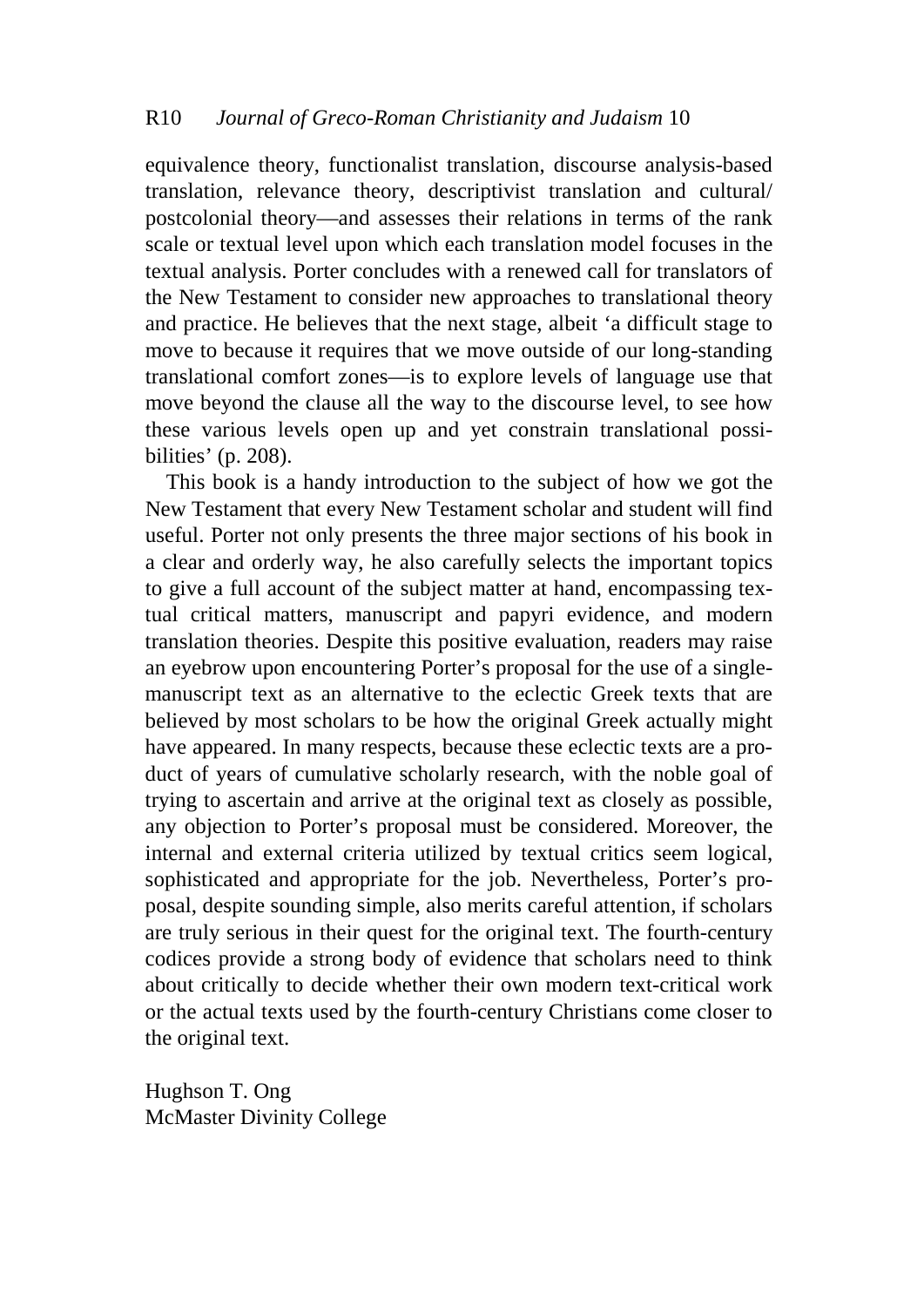equivalence theory, functionalist translation, discourse analysis-based translation, relevance theory, descriptivist translation and cultural/postcolonial theory—and assesses their relations in terms of the rank scale or textual level upon which each translation model focuses in the textual analysis. Porter concludes with a renewed call for translators of the New Testament to consider new approaches to translational theory and practice. He believes that the next stage, albeit 'a difficult stage to move to because it requires that we move outside of our long-standing translational comfort zones—is to explore levels of language use that move beyond the clause all the way to the discourse level, to see how these various levels open up and yet constrain translational possibilities' (p. 208).

This book is a handy introduction to the subject of how we got the New Testament that every New Testament scholar and student will find useful. Porter not only presents the three major sections of his book in a clear and orderly way, he also carefully selects the important topics to give a full account of the subject matter at hand, encompassing textual critical matters, manuscript and papyri evidence, and modern translation theories. Despite this positive evaluation, readers may raise an eyebrow upon encountering Porter's proposal for the use of a single-manuscript text as an alternative to the eclectic Greek texts that are believed by most scholars to be how the original Greek actually might have appeared. In many respects, because these eclectic texts are a product of years of cumulative scholarly research, with the noble goal of trying to ascertain and arrive at the original text as closely as possible, any objection to Porter's proposal must be considered. Moreover, the internal and external criteria utilized by textual critics seem logical, sophisticated and appropriate for the job. Nevertheless, Porter's proposal, despite sounding simple, also merits careful attention, if scholars are truly serious in their quest for the original text. The fourth-century codices provide a strong body of evidence that scholars need to think about critically to decide whether their own modern text-critical work or the actual texts used by the fourth-century Christians come closer to the original text.

Hughson T. Ong
McMaster Divinity College